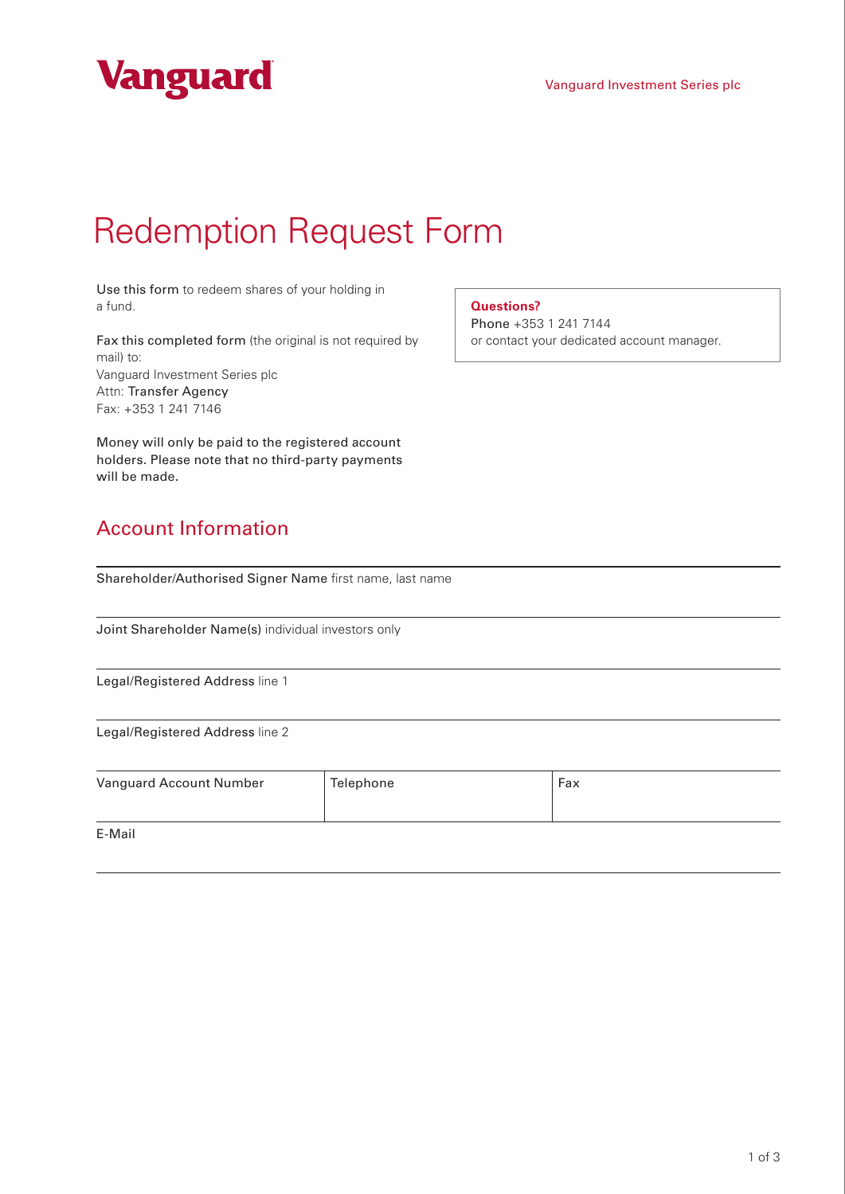Vanguard

Vanguard Investment Series plc

# Redemption Request Form

**Use this form** to redeem shares of your holding in a fund.

**Fax this completed form** (the original is not required by mail) to:
Vanguard Investment Series plc
Attn: **Transfer Agency**
Fax: +353 1 241 7146

**Money will only be paid to the registered account holders. Please note that no third-party payments will be made.**

> **Questions?**
> **Phone** +353 1 241 7144
> or contact your dedicated account manager.

## Account Information

**Shareholder/Authorised Signer Name** first name, last name

**Joint Shareholder Name(s)** individual investors only

**Legal/Registered Address** line 1

**Legal/Registered Address** line 2

| Vanguard Account Number | Telephone | Fax |
| --- | --- | --- |
| | | |

**E-Mail**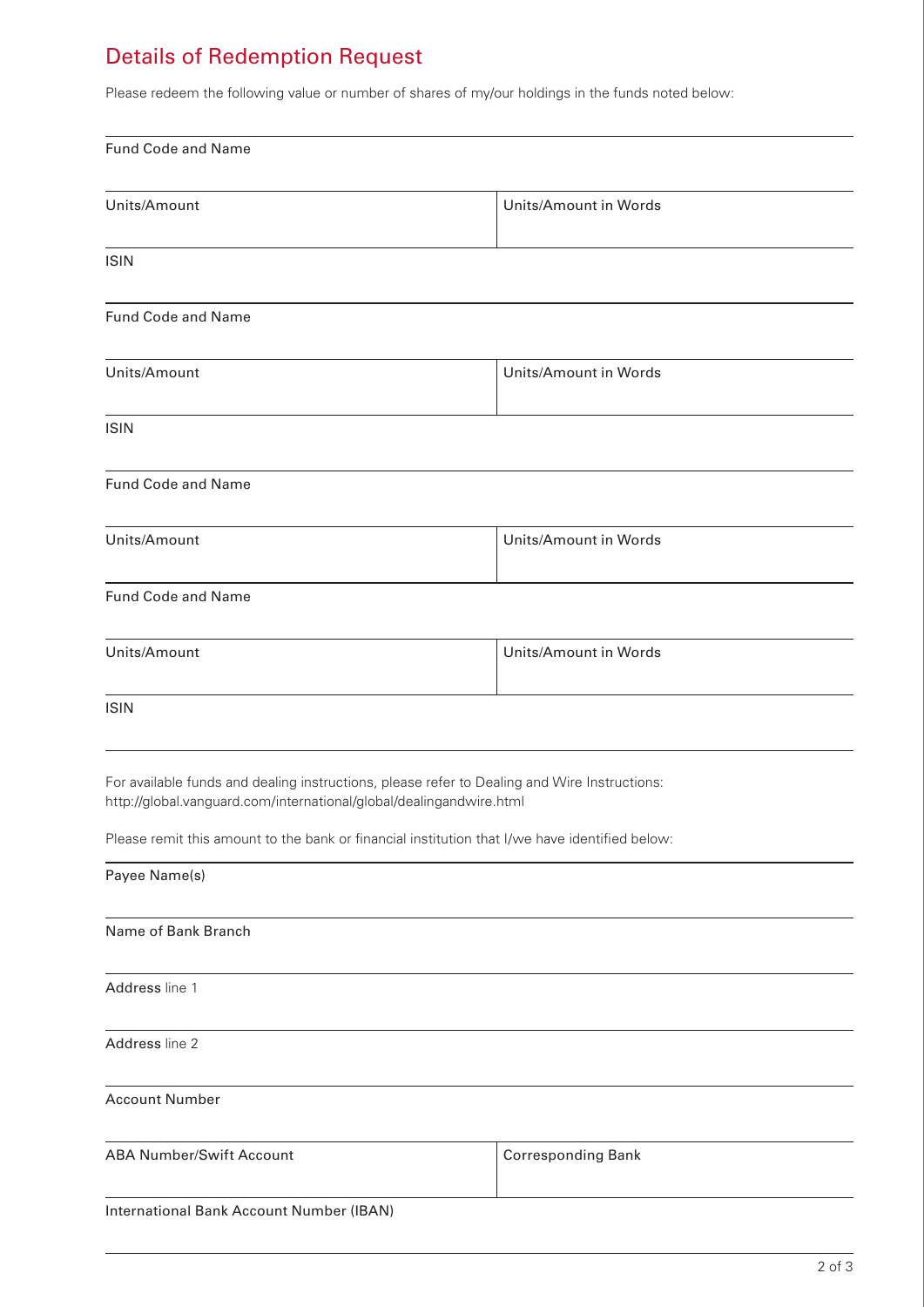## Details of Redemption Request

Please redeem the following value or number of shares of my/our holdings in the funds noted below:

Fund Code and Name

| Units/Amount | Units/Amount in Words |
|---|---|
| | |

ISIN

Fund Code and Name

| Units/Amount | Units/Amount in Words |
|---|---|
| | |

ISIN

Fund Code and Name

| Units/Amount | Units/Amount in Words |
|---|---|
| | |

Fund Code and Name

| Units/Amount | Units/Amount in Words |
|---|---|
| | |

ISIN

For available funds and dealing instructions, please refer to Dealing and Wire Instructions:
http://global.vanguard.com/international/global/dealingandwire.html

Please remit this amount to the bank or financial institution that I/we have identified below:

Payee Name(s)

Name of Bank Branch

Address line 1

Address line 2

Account Number

| ABA Number/Swift Account | Corresponding Bank |
|---|---|
| | |

International Bank Account Number (IBAN)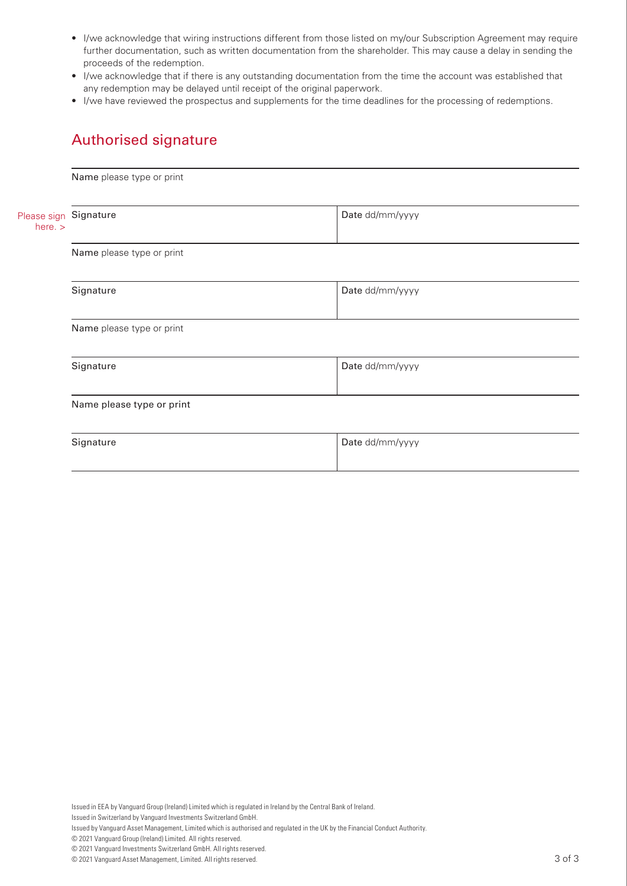- I/we acknowledge that wiring instructions different from those listed on my/our Subscription Agreement may require further documentation, such as written documentation from the shareholder. This may cause a delay in sending the proceeds of the redemption.
- I/we acknowledge that if there is any outstanding documentation from the time the account was established that any redemption may be delayed until receipt of the original paperwork.
- I/we have reviewed the prospectus and supplements for the time deadlines for the processing of redemptions.

## Authorised signature

**Name** please type or print

Please sign here. >

| Signature | **Date** dd/mm/yyyy |
|---|---|
| | |

**Name** please type or print

| Signature | **Date** dd/mm/yyyy |
|---|---|
| | |

**Name** please type or print

| Signature | **Date** dd/mm/yyyy |
|---|---|
| | |

Name please type or print

| Signature | **Date** dd/mm/yyyy |
|---|---|
| | |

Issued in EEA by Vanguard Group (Ireland) Limited which is regulated in Ireland by the Central Bank of Ireland.
Issued in Switzerland by Vanguard Investments Switzerland GmbH.
Issued by Vanguard Asset Management, Limited which is authorised and regulated in the UK by the Financial Conduct Authority.
© 2021 Vanguard Group (Ireland) Limited. All rights reserved.
© 2021 Vanguard Investments Switzerland GmbH. All rights reserved.
© 2021 Vanguard Asset Management, Limited. All rights reserved.